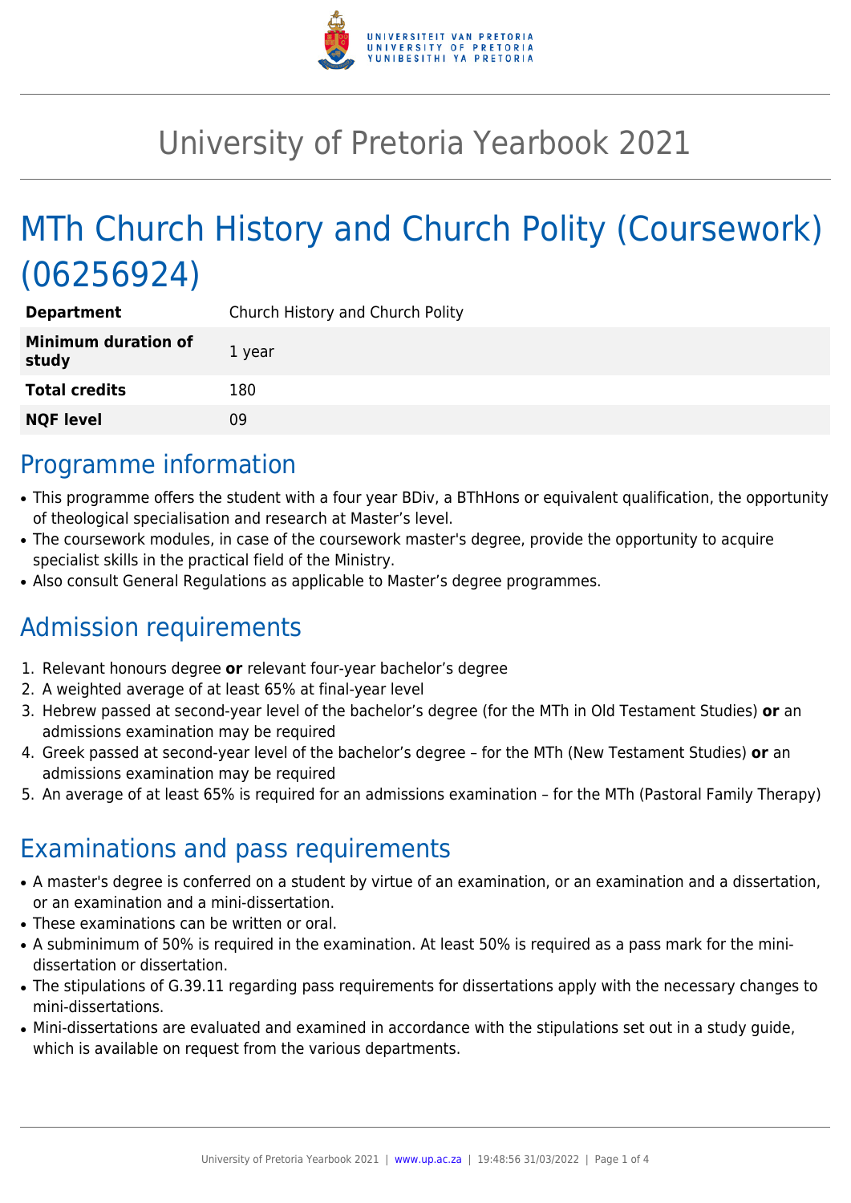# University of Pretoria Yearbook 2021

# MTh Church History and Church Polity (Coursework) (06256924)

| | |
|---|---|
| **Department** | Church History and Church Polity |
| **Minimum duration of study** | 1 year |
| **Total credits** | 180 |
| **NQF level** | 09 |

## Programme information

- This programme offers the student with a four year BDiv, a BThHons or equivalent qualification, the opportunity of theological specialisation and research at Master's level.
- The coursework modules, in case of the coursework master's degree, provide the opportunity to acquire specialist skills in the practical field of the Ministry.
- Also consult General Regulations as applicable to Master's degree programmes.

## Admission requirements

1. Relevant honours degree **or** relevant four-year bachelor's degree
2. A weighted average of at least 65% at final-year level
3. Hebrew passed at second-year level of the bachelor's degree (for the MTh in Old Testament Studies) **or** an admissions examination may be required
4. Greek passed at second-year level of the bachelor's degree – for the MTh (New Testament Studies) **or** an admissions examination may be required
5. An average of at least 65% is required for an admissions examination – for the MTh (Pastoral Family Therapy)

## Examinations and pass requirements

- A master's degree is conferred on a student by virtue of an examination, or an examination and a dissertation, or an examination and a mini-dissertation.
- These examinations can be written or oral.
- A subminimum of 50% is required in the examination. At least 50% is required as a pass mark for the mini-dissertation or dissertation.
- The stipulations of G.39.11 regarding pass requirements for dissertations apply with the necessary changes to mini-dissertations.
- Mini-dissertations are evaluated and examined in accordance with the stipulations set out in a study guide, which is available on request from the various departments.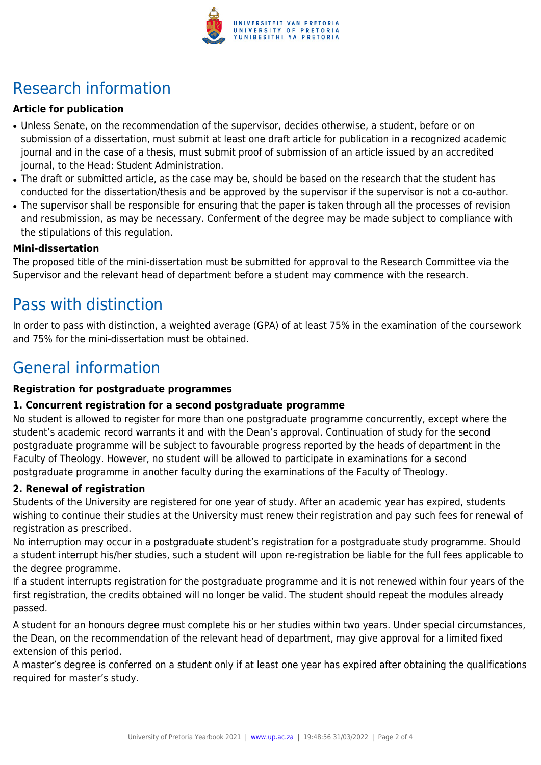# Research information

### Article for publication

- Unless Senate, on the recommendation of the supervisor, decides otherwise, a student, before or on submission of a dissertation, must submit at least one draft article for publication in a recognized academic journal and in the case of a thesis, must submit proof of submission of an article issued by an accredited journal, to the Head: Student Administration.
- The draft or submitted article, as the case may be, should be based on the research that the student has conducted for the dissertation/thesis and be approved by the supervisor if the supervisor is not a co-author.
- The supervisor shall be responsible for ensuring that the paper is taken through all the processes of revision and resubmission, as may be necessary. Conferment of the degree may be made subject to compliance with the stipulations of this regulation.

### Mini-dissertation

The proposed title of the mini-dissertation must be submitted for approval to the Research Committee via the Supervisor and the relevant head of department before a student may commence with the research.

# Pass with distinction

In order to pass with distinction, a weighted average (GPA) of at least 75% in the examination of the coursework and 75% for the mini-dissertation must be obtained.

# General information

### Registration for postgraduate programmes

#### 1. Concurrent registration for a second postgraduate programme

No student is allowed to register for more than one postgraduate programme concurrently, except where the student's academic record warrants it and with the Dean's approval. Continuation of study for the second postgraduate programme will be subject to favourable progress reported by the heads of department in the Faculty of Theology. However, no student will be allowed to participate in examinations for a second postgraduate programme in another faculty during the examinations of the Faculty of Theology.

#### 2. Renewal of registration

Students of the University are registered for one year of study. After an academic year has expired, students wishing to continue their studies at the University must renew their registration and pay such fees for renewal of registration as prescribed.

No interruption may occur in a postgraduate student's registration for a postgraduate study programme. Should a student interrupt his/her studies, such a student will upon re-registration be liable for the full fees applicable to the degree programme.

If a student interrupts registration for the postgraduate programme and it is not renewed within four years of the first registration, the credits obtained will no longer be valid. The student should repeat the modules already passed.

A student for an honours degree must complete his or her studies within two years. Under special circumstances, the Dean, on the recommendation of the relevant head of department, may give approval for a limited fixed extension of this period.

A master's degree is conferred on a student only if at least one year has expired after obtaining the qualifications required for master's study.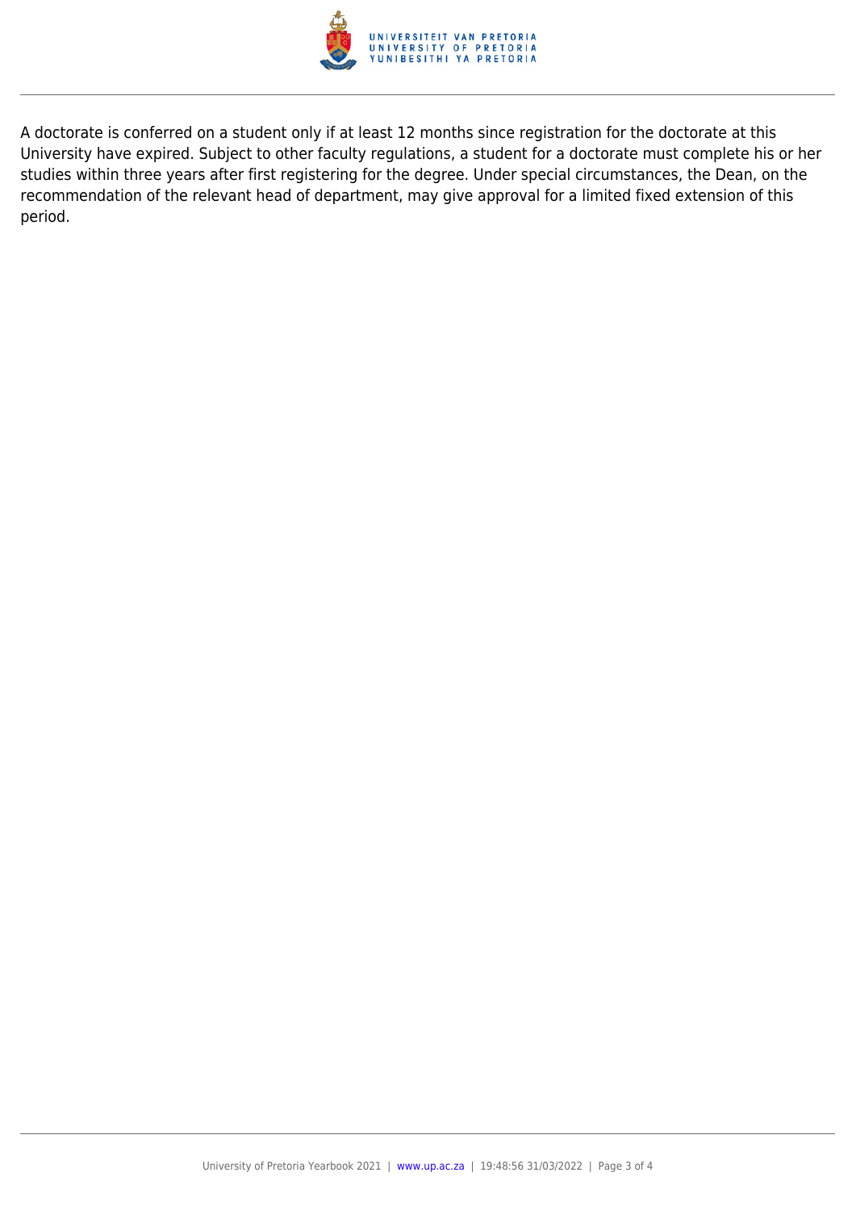A doctorate is conferred on a student only if at least 12 months since registration for the doctorate at this University have expired. Subject to other faculty regulations, a student for a doctorate must complete his or her studies within three years after first registering for the degree. Under special circumstances, the Dean, on the recommendation of the relevant head of department, may give approval for a limited fixed extension of this period.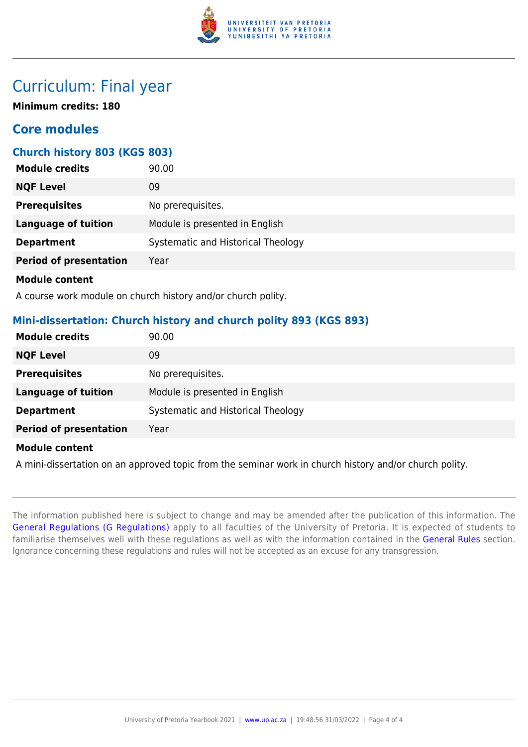# Curriculum: Final year

**Minimum credits: 180**

## Core modules

### Church history 803 (KGS 803)

| | |
|---|---|
| **Module credits** | 90.00 |
| **NQF Level** | 09 |
| **Prerequisites** | No prerequisites. |
| **Language of tuition** | Module is presented in English |
| **Department** | Systematic and Historical Theology |
| **Period of presentation** | Year |

**Module content**

A course work module on church history and/or church polity.

### Mini-dissertation: Church history and church polity 893 (KGS 893)

| | |
|---|---|
| **Module credits** | 90.00 |
| **NQF Level** | 09 |
| **Prerequisites** | No prerequisites. |
| **Language of tuition** | Module is presented in English |
| **Department** | Systematic and Historical Theology |
| **Period of presentation** | Year |

**Module content**

A mini-dissertation on an approved topic from the seminar work in church history and/or church polity.

The information published here is subject to change and may be amended after the publication of this information. The General Regulations (G Regulations) apply to all faculties of the University of Pretoria. It is expected of students to familiarise themselves well with these regulations as well as with the information contained in the General Rules section. Ignorance concerning these regulations and rules will not be accepted as an excuse for any transgression.